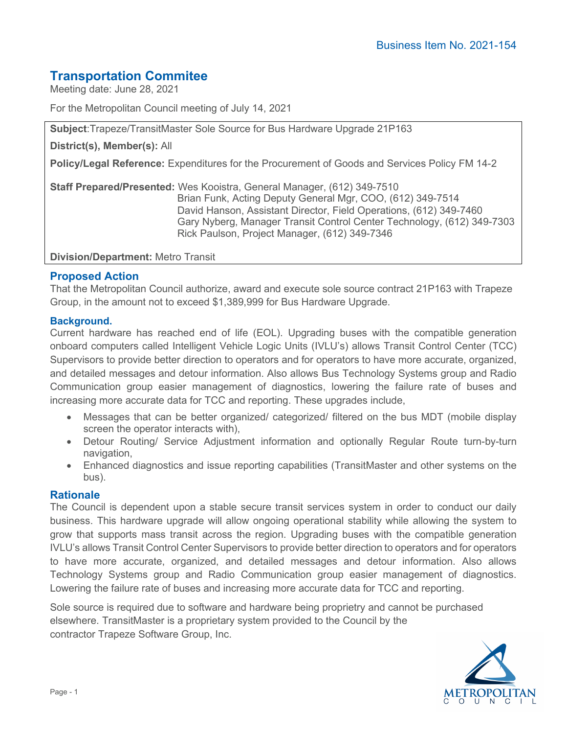Business Item No. 2021-154

# Transportation Commitee

Meeting date: June 28, 2021

For the Metropolitan Council meeting of July 14, 2021

**Subject**:Trapeze/TransitMaster Sole Source for Bus Hardware Upgrade 21P163

**District(s), Member(s):** All

**Policy/Legal Reference:** Expenditures for the Procurement of Goods and Services Policy FM 14-2

**Staff Prepared/Presented:** Wes Kooistra, General Manager, (612) 349-7510
Brian Funk, Acting Deputy General Mgr, COO, (612) 349-7514
David Hanson, Assistant Director, Field Operations, (612) 349-7460
Gary Nyberg, Manager Transit Control Center Technology, (612) 349-7303
Rick Paulson, Project Manager, (612) 349-7346

**Division/Department:** Metro Transit

## Proposed Action

That the Metropolitan Council authorize, award and execute sole source contract 21P163 with Trapeze Group, in the amount not to exceed $1,389,999 for Bus Hardware Upgrade.

### Background.

Current hardware has reached end of life (EOL). Upgrading buses with the compatible generation onboard computers called Intelligent Vehicle Logic Units (IVLU's) allows Transit Control Center (TCC) Supervisors to provide better direction to operators and for operators to have more accurate, organized, and detailed messages and detour information. Also allows Bus Technology Systems group and Radio Communication group easier management of diagnostics, lowering the failure rate of buses and increasing more accurate data for TCC and reporting. These upgrades include,

- Messages that can be better organized/ categorized/ filtered on the bus MDT (mobile display screen the operator interacts with),
- Detour Routing/ Service Adjustment information and optionally Regular Route turn-by-turn navigation,
- Enhanced diagnostics and issue reporting capabilities (TransitMaster and other systems on the bus).

## Rationale

The Council is dependent upon a stable secure transit services system in order to conduct our daily business. This hardware upgrade will allow ongoing operational stability while allowing the system to grow that supports mass transit across the region. Upgrading buses with the compatible generation IVLU's allows Transit Control Center Supervisors to provide better direction to operators and for operators to have more accurate, organized, and detailed messages and detour information. Also allows Technology Systems group and Radio Communication group easier management of diagnostics. Lowering the failure rate of buses and increasing more accurate data for TCC and reporting.

Sole source is required due to software and hardware being proprietry and cannot be purchased elsewhere. TransitMaster is a proprietary system provided to the Council by the contractor Trapeze Software Group, Inc.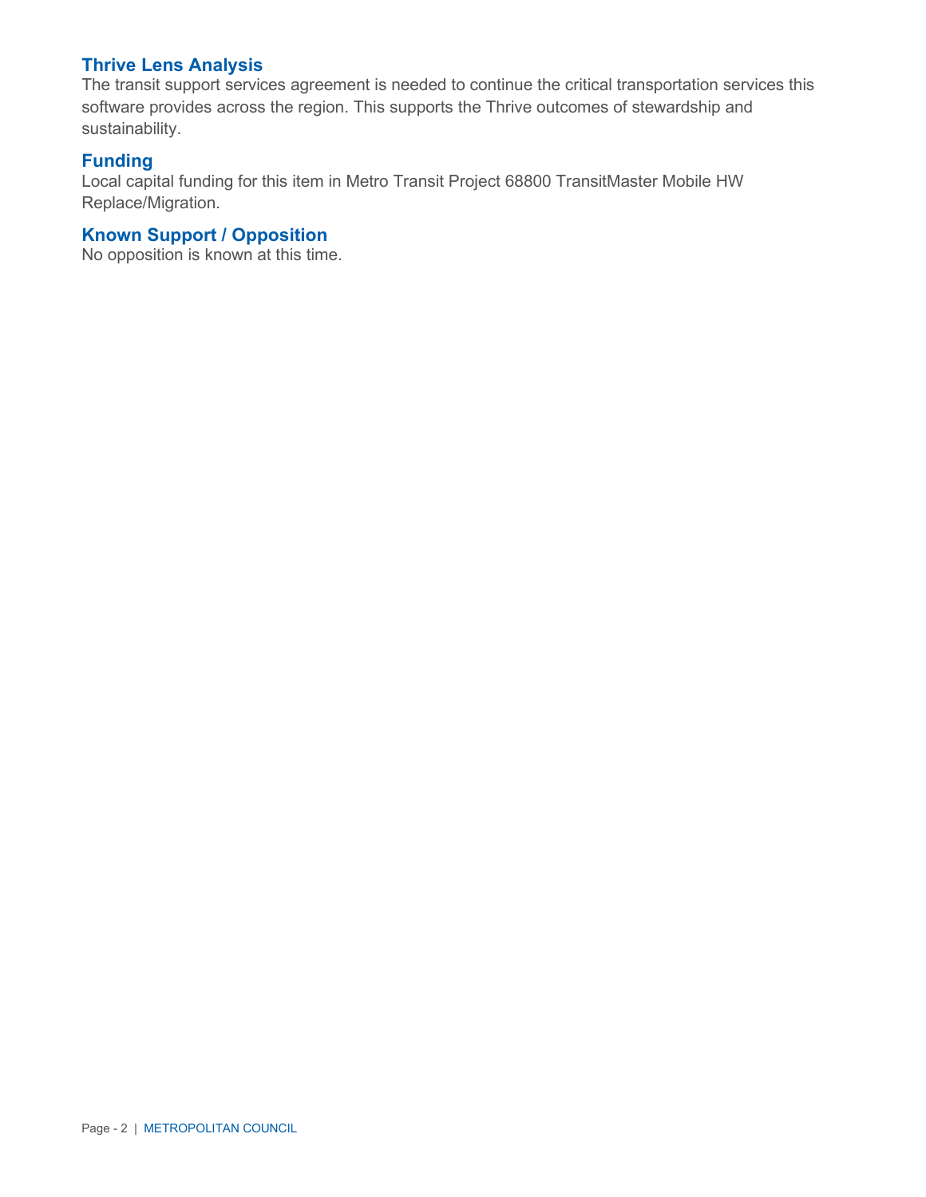## Thrive Lens Analysis

The transit support services agreement is needed to continue the critical transportation services this software provides across the region. This supports the Thrive outcomes of stewardship and sustainability.

## Funding

Local capital funding for this item in Metro Transit Project 68800 TransitMaster Mobile HW Replace/Migration.

## Known Support / Opposition

No opposition is known at this time.